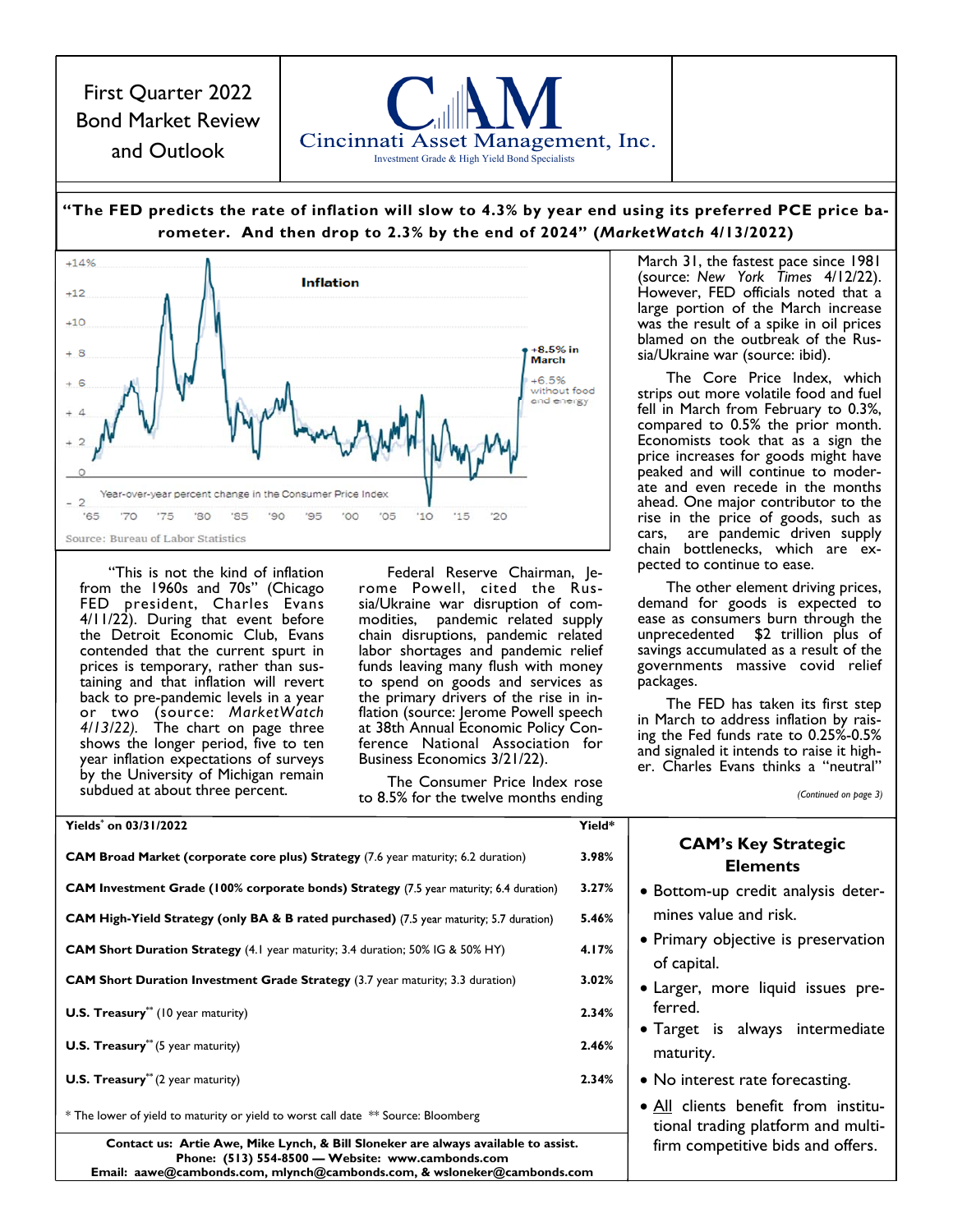# First Quarter 2022 Bond Market Review and Outlook

Cincinnati Asset Management, Inc.
Investment Grade & High Yield Bond Specialists

**"The FED predicts the rate of inflation will slow to 4.3% by year end using its preferred PCE price barometer. And then drop to 2.3% by the end of 2024" (*MarketWatch* 4/13/2022)**

Inflation

+14%
+12
+10
+8
+6
+4
+2
0
-2

'65 '70 '75 '80 '85 '90 '95 '00 '05 '10 '15 '20

+8.5% in March

+6.5% without food and energy

Year-over-year percent change in the Consumer Price Index

Source: Bureau of Labor Statistics

"This is not the kind of inflation from the 1960s and 70s" (Chicago FED president, Charles Evans 4/11/22). During that event before the Detroit Economic Club, Evans contended that the current spurt in prices is temporary, rather than sustaining and that inflation will revert back to pre-pandemic levels in a year or two (source: *MarketWatch 4/13/22).* The chart on page three shows the longer period, five to ten year inflation expectations of surveys by the University of Michigan remain subdued at about three percent.

Federal Reserve Chairman, Jerome Powell, cited the Russia/Ukraine war disruption of commodities, pandemic related supply chain disruptions, pandemic related labor shortages and pandemic relief funds leaving many flush with money to spend on goods and services as the primary drivers of the rise in inflation (source: Jerome Powell speech at 38th Annual Economic Policy Conference National Association for Business Economics 3/21/22).

The Consumer Price Index rose to 8.5% for the twelve months ending March 31, the fastest pace since 1981 (source: *New York Times* 4/12/22). However, FED officials noted that a large portion of the March increase was the result of a spike in oil prices blamed on the outbreak of the Russia/Ukraine war (source: ibid).

The Core Price Index, which strips out more volatile food and fuel fell in March from February to 0.3%, compared to 0.5% the prior month. Economists took that as a sign the price increases for goods might have peaked and will continue to moderate and even recede in the months ahead. One major contributor to the rise in the price of goods, such as cars, are pandemic driven supply chain bottlenecks, which are expected to continue to ease.

The other element driving prices, demand for goods is expected to ease as consumers burn through the unprecedented $2 trillion plus of savings accumulated as a result of the governments massive covid relief packages.

The FED has taken its first step in March to address inflation by raising the Fed funds rate to 0.25%-0.5% and signaled it intends to raise it higher. Charles Evans thinks a "neutral"

*(Continued on page 3)*

| Yields* on 03/31/2022 | Yield* |
|---|---|
| **CAM Broad Market (corporate core plus) Strategy** (7.6 year maturity; 6.2 duration) | **3.98%** |
| **CAM Investment Grade (100% corporate bonds) Strategy** (7.5 year maturity; 6.4 duration) | **3.27%** |
| **CAM High-Yield Strategy (only BA & B rated purchased)** (7.5 year maturity; 5.7 duration) | **5.46%** |
| **CAM Short Duration Strategy** (4.1 year maturity; 3.4 duration; 50% IG & 50% HY) | **4.17%** |
| **CAM Short Duration Investment Grade Strategy** (3.7 year maturity; 3.3 duration) | **3.02%** |
| **U.S. Treasury**** (10 year maturity) | **2.34%** |
| **U.S. Treasury**** (5 year maturity) | **2.46%** |
| **U.S. Treasury**** (2 year maturity) | **2.34%** |

\* The lower of yield to maturity or yield to worst call date ** Source: Bloomberg

**Contact us: Artie Awe, Mike Lynch, & Bill Sloneker are always available to assist.**
**Phone: (513) 554-8500 — Website: www.cambonds.com**
**Email: aawe@cambonds.com, mlynch@cambonds.com, & wsloneker@cambonds.com**

## CAM's Key Strategic Elements

- Bottom-up credit analysis determines value and risk.
- Primary objective is preservation of capital.
- Larger, more liquid issues preferred.
- Target is always intermediate maturity.
- No interest rate forecasting.
- All clients benefit from institutional trading platform and multi-firm competitive bids and offers.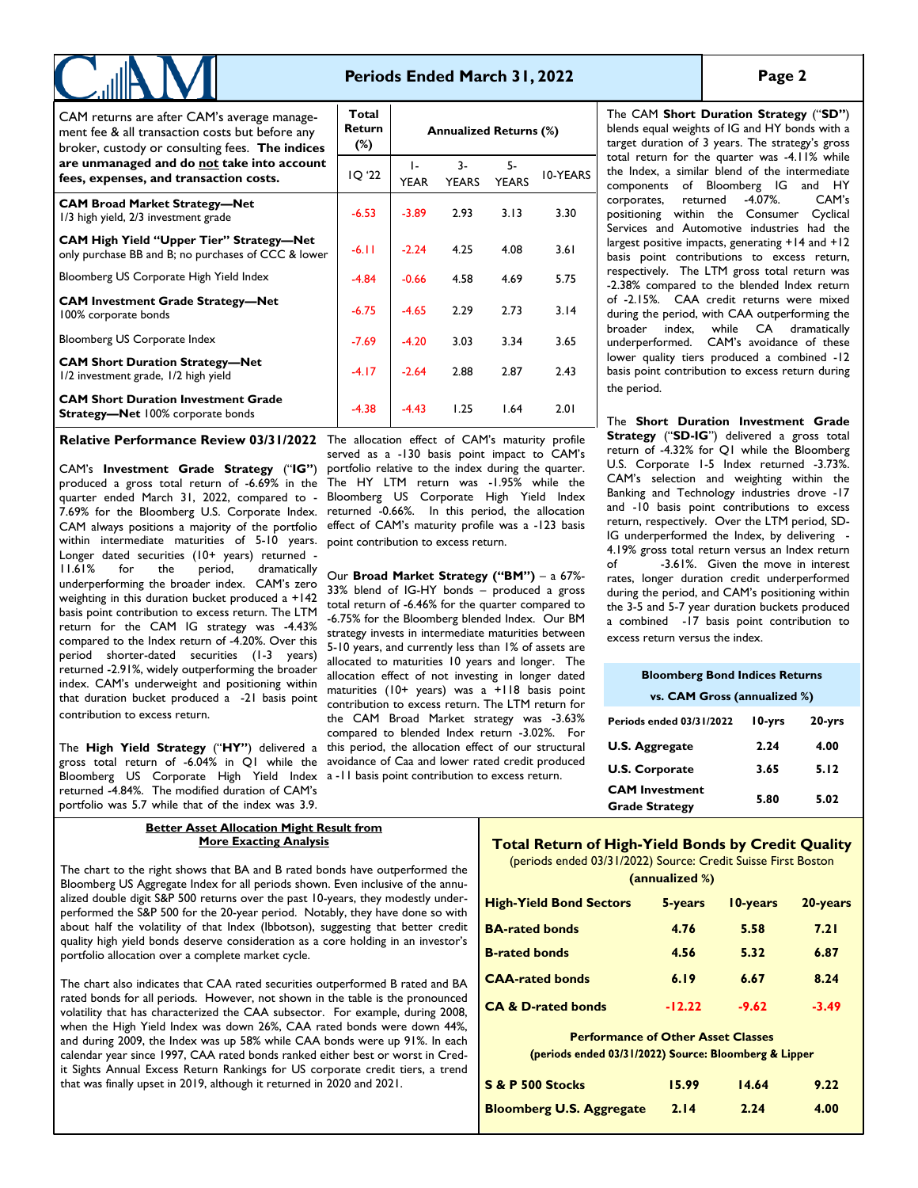## Periods Ended March 31, 2022

| CAM returns are after CAM's average management fee & all transaction costs but before any broker, custody or consulting fees. **The indices are unmanaged and do not take into account fees, expenses, and transaction costs.** | Total Return (%) | Annualized Returns (%) | | | |
|---|---|---|---|---|---|
| | 1Q '22 | 1-YEAR | 3-YEARS | 5-YEARS | 10-YEARS |
| **CAM Broad Market Strategy—Net** 1/3 high yield, 2/3 investment grade | -6.53 | -3.89 | 2.93 | 3.13 | 3.30 |
| **CAM High Yield "Upper Tier" Strategy—Net** only purchase BB and B; no purchases of CCC & lower | -6.11 | -2.24 | 4.25 | 4.08 | 3.61 |
| Bloomberg US Corporate High Yield Index | -4.84 | -0.66 | 4.58 | 4.69 | 5.75 |
| **CAM Investment Grade Strategy—Net** 100% corporate bonds | -6.75 | -4.65 | 2.29 | 2.73 | 3.14 |
| Bloomberg US Corporate Index | -7.69 | -4.20 | 3.03 | 3.34 | 3.65 |
| **CAM Short Duration Strategy—Net** 1/2 investment grade, 1/2 high yield | -4.17 | -2.64 | 2.88 | 2.87 | 2.43 |
| **CAM Short Duration Investment Grade Strategy—Net** 100% corporate bonds | -4.38 | -4.43 | 1.25 | 1.64 | 2.01 |

### Relative Performance Review 03/31/2022

CAM's **Investment Grade Strategy** ("**IG**") produced a gross total return of -6.69% in the quarter ended March 31, 2022, compared to -7.69% for the Bloomberg U.S. Corporate Index. CAM always positions a majority of the portfolio within intermediate maturities of 5-10 years. Longer dated securities (10+ years) returned -11.61% for the period, dramatically underperforming the broader index. CAM's zero weighting in this duration bucket produced a +142 basis point contribution to excess return. The LTM return for the CAM IG strategy was -4.43% compared to the Index return of -4.20%. Over this period shorter-dated securities (1-3 years) returned -2.91%, widely outperforming the broader index. CAM's underweight and positioning within that duration bucket produced a -21 basis point contribution to excess return.

The **High Yield Strategy** ("**HY**") delivered a gross total return of -6.04% in Q1 while the Bloomberg US Corporate High Yield Index returned -4.84%. The modified duration of CAM's portfolio was 5.7 while that of the index was 3.9. The allocation effect of CAM's maturity profile served as a -130 basis point impact to CAM's portfolio relative to the index during the quarter. The HY LTM return was -1.95% while the Bloomberg US Corporate High Yield Index returned -0.66%. In this period, the allocation effect of CAM's maturity profile was a -123 basis point contribution to excess return.

Our **Broad Market Strategy ("BM")** – a 67%-33% blend of IG-HY bonds – produced a gross total return of -6.46% for the quarter compared to -6.75% for the Bloomberg blended Index. Our BM strategy invests in intermediate maturities between 5-10 years, and currently less than 1% of assets are allocated to maturities 10 years and longer. The allocation effect of not investing in longer dated maturities (10+ years) was a +118 basis point contribution to excess return. The LTM return for the CAM Broad Market strategy was -3.63% compared to blended Index return -3.02%. For this period, the allocation effect of our structural avoidance of Caa and lower rated credit produced a -11 basis point contribution to excess return.

The CAM **Short Duration Strategy** ("**SD**") blends equal weights of IG and HY bonds with a target duration of 3 years. The strategy's gross total return for the quarter was -4.11% while the Index, a similar blend of the intermediate components of Bloomberg IG and HY corporates, returned -4.07%. CAM's positioning within the Consumer Cyclical Services and Automotive industries had the largest positive impacts, generating +14 and +12 basis point contributions to excess return, respectively. The LTM gross total return was -2.38% compared to the blended Index return of -2.15%. CAA credit returns were mixed during the period, with CAA outperforming the broader index, while CA dramatically underperformed. CAM's avoidance of these lower quality tiers produced a combined -12 basis point contribution to excess return during the period.

The **Short Duration Investment Grade Strategy** ("**SD-IG**") delivered a gross total return of -4.32% for Q1 while the Bloomberg U.S. Corporate 1-5 Index returned -3.73%. CAM's selection and weighting within the Banking and Technology industries drove -17 and -10 basis point contributions to excess return, respectively. Over the LTM period, SD-IG underperformed the Index by delivering -4.19% gross total return versus an Index return of -3.61%. Given the move in interest rates, longer duration credit underperformed during the period, and CAM's positioning within the 3-5 and 5-7 year duration buckets produced a combined -17 basis point contribution to excess return versus the index.

**Bloomberg Bond Indices Returns vs. CAM Gross (annualized %)**

| Periods ended 03/31/2022 | 10-yrs | 20-yrs |
|---|---|---|
| **U.S. Aggregate** | 2.24 | 4.00 |
| **U.S. Corporate** | 3.65 | 5.12 |
| **CAM Investment Grade Strategy** | 5.80 | 5.02 |

### Better Asset Allocation Might Result from More Exacting Analysis

The chart to the right shows that BA and B rated bonds have outperformed the Bloomberg US Aggregate Index for all periods shown. Even inclusive of the annualized double digit S&P 500 returns over the past 10-years, they modestly underperformed the S&P 500 for the 20-year period. Notably, they have done so with about half the volatility of that Index (Ibbotson), suggesting that better credit quality high yield bonds deserve consideration as a core holding in an investor's portfolio allocation over a complete market cycle.

The chart also indicates that CAA rated securities outperformed B rated and BA rated bonds for all periods. However, not shown in the table is the pronounced volatility that has characterized the CAA subsector. For example, during 2008, when the High Yield Index was down 26%, CAA rated bonds were down 44%, and during 2009, the Index was up 58% while CAA bonds were up 91%. In each calendar year since 1997, CAA rated bonds ranked either best or worst in Credit Sights Annual Excess Return Rankings for US corporate credit tiers, a trend that was finally upset in 2019, although it returned in 2020 and 2021.

**Total Return of High-Yield Bonds by Credit Quality**
(periods ended 03/31/2022) Source: Credit Suisse First Boston
**(annualized %)**

| High-Yield Bond Sectors | 5-years | 10-years | 20-years |
|---|---|---|---|
| **BA-rated bonds** | 4.76 | 5.58 | 7.21 |
| **B-rated bonds** | 4.56 | 5.32 | 6.87 |
| **CAA-rated bonds** | 6.19 | 6.67 | 8.24 |
| **CA & D-rated bonds** | -12.22 | -9.62 | -3.49 |

**Performance of Other Asset Classes**
**(periods ended 03/31/2022) Source: Bloomberg & Lipper**

| | | | |
|---|---|---|---|
| **S & P 500 Stocks** | 15.99 | 14.64 | 9.22 |
| **Bloomberg U.S. Aggregate** | 2.14 | 2.24 | 4.00 |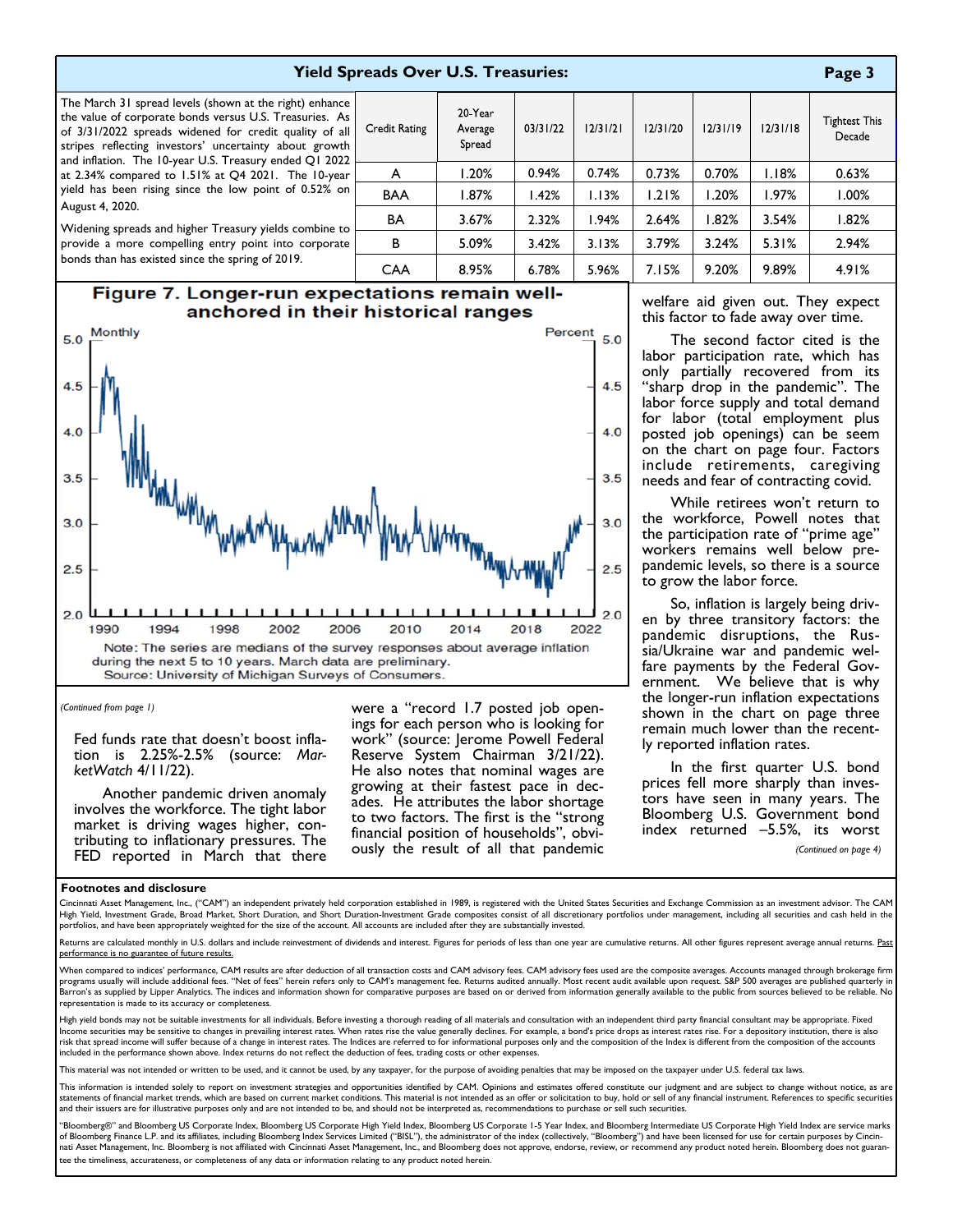## Yield Spreads Over U.S. Treasuries:

The March 31 spread levels (shown at the right) enhance the value of corporate bonds versus U.S. Treasuries. As of 3/31/2022 spreads widened for credit quality of all stripes reflecting investors' uncertainty about growth and inflation. The 10-year U.S. Treasury ended Q1 2022 at 2.34% compared to 1.51% at Q4 2021. The 10-year yield has been rising since the low point of 0.52% on August 4, 2020.

Widening spreads and higher Treasury yields combine to provide a more compelling entry point into corporate bonds than has existed since the spring of 2019.

| Credit Rating | 20-Year Average Spread | 03/31/22 | 12/31/21 | 12/31/20 | 12/31/19 | 12/31/18 | Tightest This Decade |
|---|---|---|---|---|---|---|---|
| A | 1.20% | 0.94% | 0.74% | 0.73% | 0.70% | 1.18% | 0.63% |
| BAA | 1.87% | 1.42% | 1.13% | 1.21% | 1.20% | 1.97% | 1.00% |
| BA | 3.67% | 2.32% | 1.94% | 2.64% | 1.82% | 3.54% | 1.82% |
| B | 5.09% | 3.42% | 3.13% | 3.79% | 3.24% | 5.31% | 2.94% |
| CAA | 8.95% | 6.78% | 5.96% | 7.15% | 9.20% | 9.89% | 4.91% |

**Figure 7. Longer-run expectations remain well-anchored in their historical ranges**

Monthly

Percent

5.0
4.5
4.0
3.5
3.0
2.5
2.0

1990 1994 1998 2002 2006 2010 2014 2018 2022

Note: The series are medians of the survey responses about average inflation during the next 5 to 10 years. March data are preliminary.
Source: University of Michigan Surveys of Consumers.

*(Continued from page 1)*

Fed funds rate that doesn't boost inflation is 2.25%-2.5% (source: *MarketWatch* 4/11/22).

Another pandemic driven anomaly involves the workforce. The tight labor market is driving wages higher, contributing to inflationary pressures. The FED reported in March that there were a "record 1.7 posted job openings for each person who is looking for work" (source: Jerome Powell Federal Reserve System Chairman 3/21/22). He also notes that nominal wages are growing at their fastest pace in decades. He attributes the labor shortage to two factors. The first is the "strong financial position of households", obviously the result of all that pandemic welfare aid given out. They expect this factor to fade away over time.

The second factor cited is the labor participation rate, which has only partially recovered from its "sharp drop in the pandemic". The labor force supply and total demand for labor (total employment plus posted job openings) can be seem on the chart on page four. Factors include retirements, caregiving needs and fear of contracting covid.

While retirees won't return to the workforce, Powell notes that the participation rate of "prime age" workers remains well below pre-pandemic levels, so there is a source to grow the labor force.

So, inflation is largely being driven by three transitory factors: the pandemic disruptions, the Russia/Ukraine war and pandemic welfare payments by the Federal Government. We believe that is why the longer-run inflation expectations shown in the chart on page three remain much lower than the recently reported inflation rates.

In the first quarter U.S. bond prices fell more sharply than investors have seen in many years. The Bloomberg U.S. Government bond index returned –5.5%, its worst

*(Continued on page 4)*

### Footnotes and disclosure

Cincinnati Asset Management, Inc., ("CAM") an independent privately held corporation established in 1989, is registered with the United States Securities and Exchange Commission as an investment advisor. The CAM High Yield, Investment Grade, Broad Market, Short Duration, and Short Duration-Investment Grade composites consist of all discretionary portfolios under management, including all securities and cash held in the portfolios, and have been appropriately weighted for the size of the account. All accounts are included after they are substantially invested.

Returns are calculated monthly in U.S. dollars and include reinvestment of dividends and interest. Figures for periods of less than one year are cumulative returns. All other figures represent average annual returns. Past performance is no guarantee of future results.

When compared to indices' performance, CAM results are after deduction of all transaction costs and CAM advisory fees. CAM advisory fees used are the composite averages. Accounts managed through brokerage firm programs usually will include additional fees. "Net of fees" herein refers only to CAM's management fee. Returns audited annually. Most recent audit available upon request. S&P 500 averages are published quarterly in Barron's as supplied by Lipper Analytics. The indices and information shown for comparative purposes are based on or derived from information generally available to the public from sources believed to be reliable. No representation is made to its accuracy or completeness.

High yield bonds may not be suitable investments for all individuals. Before investing a thorough reading of all materials and consultation with an independent third party financial consultant may be appropriate. Fixed Income securities may be sensitive to changes in prevailing interest rates. When rates rise the value generally declines. For example, a bond's price drops as interest rates rise. For a depository institution, there is also risk that spread income will suffer because of a change in interest rates. The Indices are referred to for informational purposes only and the composition of the Index is different from the composition of the accounts included in the performance shown above. Index returns do not reflect the deduction of fees, trading costs or other expenses.

This material was not intended or written to be used, and it cannot be used, by any taxpayer, for the purpose of avoiding penalties that may be imposed on the taxpayer under U.S. federal tax laws.

This information is intended solely to report on investment strategies and opportunities identified by CAM. Opinions and estimates offered constitute our judgment and are subject to change without notice, as are statements of financial market trends, which are based on current market conditions. This material is not intended as an offer or solicitation to buy, hold or sell of any financial instrument. References to specific securities and their issuers are for illustrative purposes only and are not intended to be, and should not be interpreted as, recommendations to purchase or sell such securities.

"Bloomberg®" and Bloomberg US Corporate Index, Bloomberg US Corporate High Yield Index, Bloomberg US Corporate 1-5 Year Index, and Bloomberg Intermediate US Corporate High Yield Index are service marks of Bloomberg Finance L.P. and its affiliates, including Bloomberg Index Services Limited ("BISL"), the administrator of the index (collectively, "Bloomberg") and have been licensed for use for certain purposes by Cincinnati Asset Management, Inc. Bloomberg is not affiliated with Cincinnati Asset Management, Inc., and Bloomberg does not approve, endorse, review, or recommend any product noted herein. Bloomberg does not guarantee the timeliness, accurateness, or completeness of any data or information relating to any product noted herein.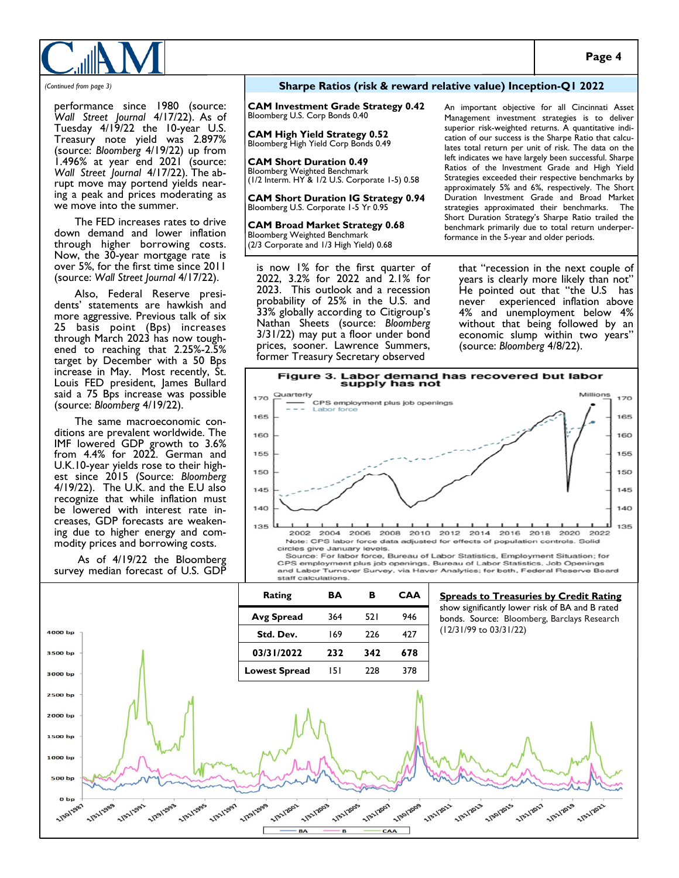*(Continued from page 3)*

performance since 1980 (source: *Wall Street Journal* 4/17/22). As of Tuesday 4/19/22 the 10-year U.S. Treasury note yield was 2.897% (source: *Bloomberg* 4/19/22) up from 1.496% at year end 2021 (source: *Wall Street Journal* 4/17/22). The abrupt move may portend yields nearing a peak and prices moderating as we move into the summer.

The FED increases rates to drive down demand and lower inflation through higher borrowing costs. Now, the 30-year mortgage rate is over 5%, for the first time since 2011 (source: *Wall Street Journal* 4/17/22).

Also, Federal Reserve presidents' statements are hawkish and more aggressive. Previous talk of six 25 basis point (Bps) increases through March 2023 has now toughened to reaching that 2.25%-2.5% target by December with a 50 Bps increase in May. Most recently, St. Louis FED president, James Bullard said a 75 Bps increase was possible (source: *Bloomberg* 4/19/22).

The same macroeconomic conditions are prevalent worldwide. The IMF lowered GDP growth to 3.6% from 4.4% for 2022. German and U.K.10-year yields rose to their highest since 2015 (Source: *Bloomberg* 4/19/22). The U.K. and the E.U also recognize that while inflation must be lowered with interest rate increases, GDP forecasts are weakening due to higher energy and commodity prices and borrowing costs.

As of 4/19/22 the Bloomberg survey median forecast of U.S. GDP is now 1% for the first quarter of 2022, 3.2% for 2022 and 2.1% for 2023. This outlook and a recession probability of 25% in the U.S. and 33% globally according to Citigroup's Nathan Sheets (source: *Bloomberg* 3/31/22) may put a floor under bond prices, sooner. Lawrence Summers, former Treasury Secretary observed that "recession in the next couple of years is clearly more likely than not" He pointed out that "the U.S has never experienced inflation above 4% and unemployment below 4% without that being followed by an economic slump within two years" (source: *Bloomberg* 4/8/22).

## Sharpe Ratios (risk & reward relative value) Inception-Q1 2022

**CAM Investment Grade Strategy 0.42**
Bloomberg U.S. Corp Bonds 0.40

**CAM High Yield Strategy 0.52**
Bloomberg High Yield Corp Bonds 0.49

**CAM Short Duration 0.49**
Bloomberg Weighted Benchmark
(1/2 Interm. HY & 1/2 U.S. Corporate 1-5) 0.58

**CAM Short Duration IG Strategy 0.94**
Bloomberg U.S. Corporate 1-5 Yr 0.95

**CAM Broad Market Strategy 0.68**
Bloomberg Weighted Benchmark
(2/3 Corporate and 1/3 High Yield) 0.68

An important objective for all Cincinnati Asset Management investment strategies is to deliver superior risk-weighted returns. A quantitative indication of our success is the Sharpe Ratio that calculates total return per unit of risk. The data on the left indicates we have largely been successful. Sharpe Ratios of the Investment Grade and High Yield Strategies exceeded their respective benchmarks by approximately 5% and 6%, respectively. The Short Duration Investment Grade and Broad Market strategies approximated their benchmarks. The Short Duration Strategy's Sharpe Ratio trailed the benchmark primarily due to total return underperformance in the 5-year and older periods.

**Figure 3. Labor demand has recovered but labor supply has not**

Quarterly
Millions
CPS employment plus job openings
Labor force

170
165
160
155
150
145
140
135

2002 2004 2006 2008 2010 2012 2014 2016 2018 2020 2022

Note: CPS labor force data adjusted for effects of population controls. Solid circles give January levels.
Source: For labor force, Bureau of Labor Statistics, Employment Situation; for CPS employment plus job openings, Bureau of Labor Statistics, Job Openings and Labor Turnover Survey, via Haver Analytics; for both, Federal Reserve Board staff calculations.

| Rating | BA | B | CAA |
|---|---|---|---|
| Avg Spread | 364 | 521 | 946 |
| Std. Dev. | 169 | 226 | 427 |
| **03/31/2022** | **232** | **342** | **678** |
| Lowest Spread | 151 | 228 | 378 |

**Spreads to Treasuries by Credit Rating**
show significantly lower risk of BA and B rated bonds. Source: Bloomberg, Barclays Research (12/31/99 to 03/31/22)

4000 bp
3500 bp
3000 bp
2500 bp
2000 bp
1500 bp
1000 bp
500 bp
0 bp

1/30/1987 1/31/1989 1/31/1991 1/29/1993 1/31/1995 1/31/1997 1/29/1999 1/31/2001 1/31/2003 1/31/2005 1/31/2007 1/30/2009 1/31/2011 1/31/2013 1/30/2015 1/31/2017 1/31/2019 1/31/2021

BA B CAA